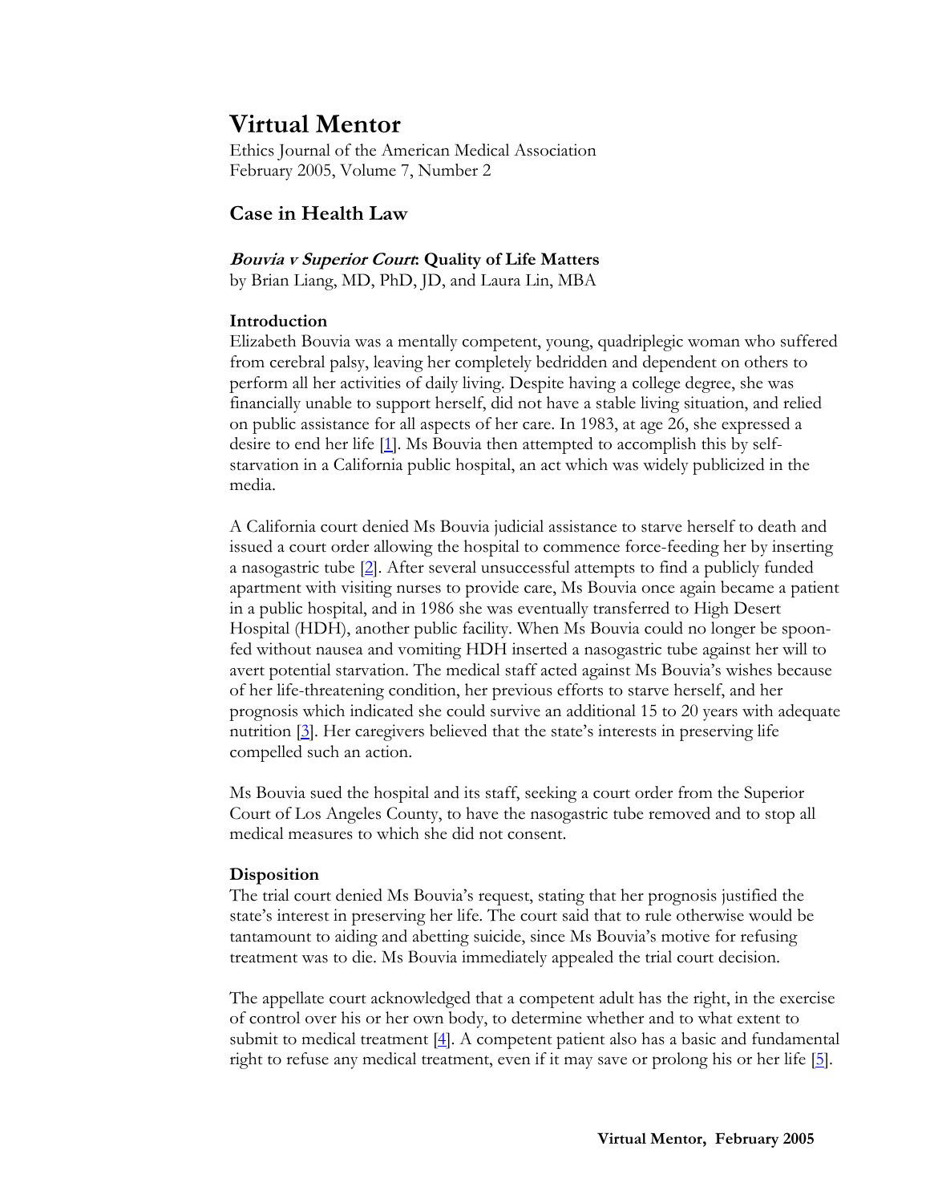# Virtual Mentor

Ethics Journal of the American Medical Association
February 2005, Volume 7, Number 2

## Case in Health Law

### *Bouvia v Superior Court*: Quality of Life Matters

by Brian Liang, MD, PhD, JD, and Laura Lin, MBA

### Introduction

Elizabeth Bouvia was a mentally competent, young, quadriplegic woman who suffered from cerebral palsy, leaving her completely bedridden and dependent on others to perform all her activities of daily living. Despite having a college degree, she was financially unable to support herself, did not have a stable living situation, and relied on public assistance for all aspects of her care. In 1983, at age 26, she expressed a desire to end her life [1]. Ms Bouvia then attempted to accomplish this by self-starvation in a California public hospital, an act which was widely publicized in the media.

A California court denied Ms Bouvia judicial assistance to starve herself to death and issued a court order allowing the hospital to commence force-feeding her by inserting a nasogastric tube [2]. After several unsuccessful attempts to find a publicly funded apartment with visiting nurses to provide care, Ms Bouvia once again became a patient in a public hospital, and in 1986 she was eventually transferred to High Desert Hospital (HDH), another public facility. When Ms Bouvia could no longer be spoon-fed without nausea and vomiting HDH inserted a nasogastric tube against her will to avert potential starvation. The medical staff acted against Ms Bouvia's wishes because of her life-threatening condition, her previous efforts to starve herself, and her prognosis which indicated she could survive an additional 15 to 20 years with adequate nutrition [3]. Her caregivers believed that the state's interests in preserving life compelled such an action.

Ms Bouvia sued the hospital and its staff, seeking a court order from the Superior Court of Los Angeles County, to have the nasogastric tube removed and to stop all medical measures to which she did not consent.

### Disposition

The trial court denied Ms Bouvia's request, stating that her prognosis justified the state's interest in preserving her life. The court said that to rule otherwise would be tantamount to aiding and abetting suicide, since Ms Bouvia's motive for refusing treatment was to die. Ms Bouvia immediately appealed the trial court decision.

The appellate court acknowledged that a competent adult has the right, in the exercise of control over his or her own body, to determine whether and to what extent to submit to medical treatment [4]. A competent patient also has a basic and fundamental right to refuse any medical treatment, even if it may save or prolong his or her life [5].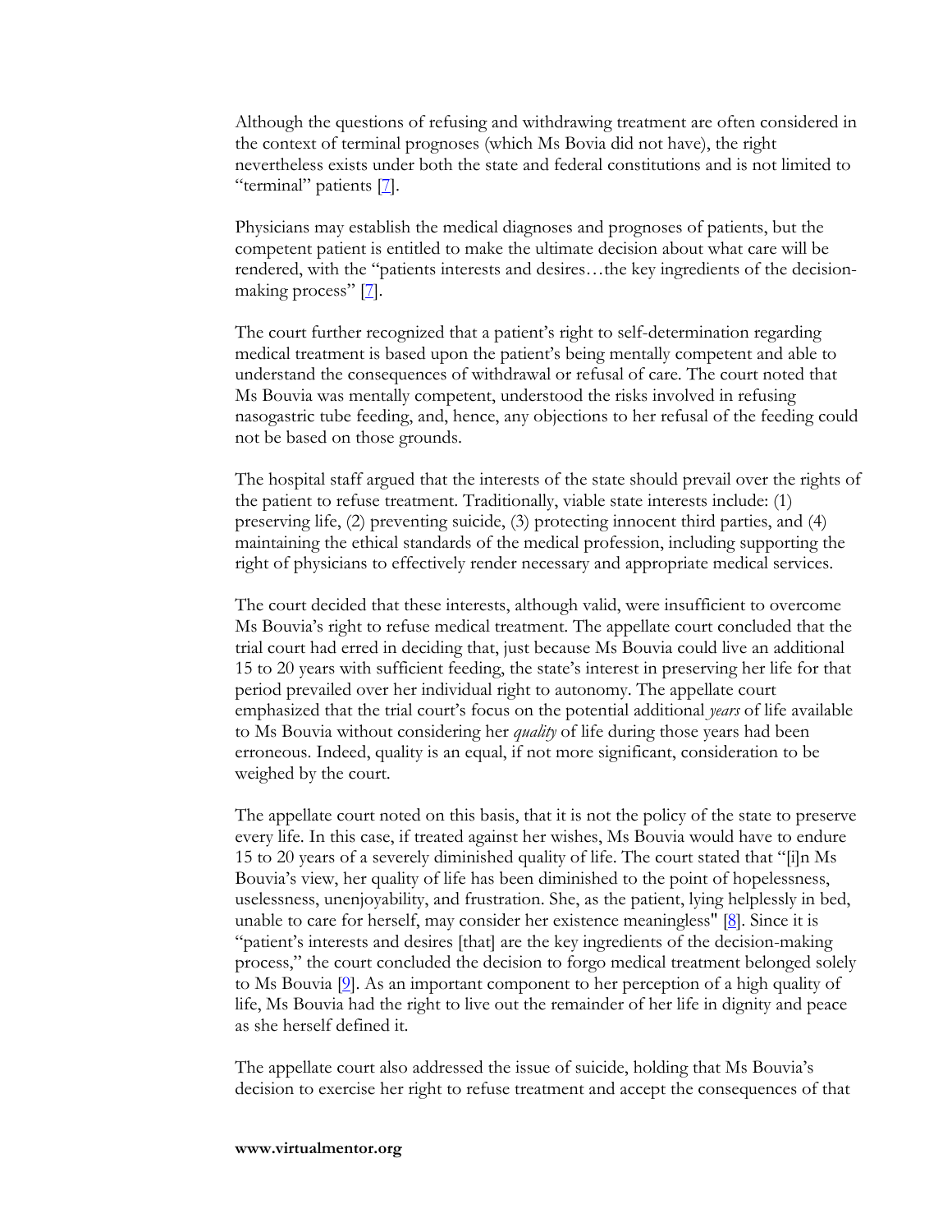Although the questions of refusing and withdrawing treatment are often considered in the context of terminal prognoses (which Ms Bovia did not have), the right nevertheless exists under both the state and federal constitutions and is not limited to "terminal" patients [7].

Physicians may establish the medical diagnoses and prognoses of patients, but the competent patient is entitled to make the ultimate decision about what care will be rendered, with the "patients interests and desires…the key ingredients of the decision-making process" [7].

The court further recognized that a patient's right to self-determination regarding medical treatment is based upon the patient's being mentally competent and able to understand the consequences of withdrawal or refusal of care. The court noted that Ms Bouvia was mentally competent, understood the risks involved in refusing nasogastric tube feeding, and, hence, any objections to her refusal of the feeding could not be based on those grounds.

The hospital staff argued that the interests of the state should prevail over the rights of the patient to refuse treatment. Traditionally, viable state interests include: (1) preserving life, (2) preventing suicide, (3) protecting innocent third parties, and (4) maintaining the ethical standards of the medical profession, including supporting the right of physicians to effectively render necessary and appropriate medical services.

The court decided that these interests, although valid, were insufficient to overcome Ms Bouvia's right to refuse medical treatment. The appellate court concluded that the trial court had erred in deciding that, just because Ms Bouvia could live an additional 15 to 20 years with sufficient feeding, the state's interest in preserving her life for that period prevailed over her individual right to autonomy. The appellate court emphasized that the trial court's focus on the potential additional *years* of life available to Ms Bouvia without considering her *quality* of life during those years had been erroneous. Indeed, quality is an equal, if not more significant, consideration to be weighed by the court.

The appellate court noted on this basis, that it is not the policy of the state to preserve every life. In this case, if treated against her wishes, Ms Bouvia would have to endure 15 to 20 years of a severely diminished quality of life. The court stated that "[i]n Ms Bouvia's view, her quality of life has been diminished to the point of hopelessness, uselessness, unenjoyability, and frustration. She, as the patient, lying helplessly in bed, unable to care for herself, may consider her existence meaningless" [8]. Since it is "patient's interests and desires [that] are the key ingredients of the decision-making process," the court concluded the decision to forgo medical treatment belonged solely to Ms Bouvia [9]. As an important component to her perception of a high quality of life, Ms Bouvia had the right to live out the remainder of her life in dignity and peace as she herself defined it.

The appellate court also addressed the issue of suicide, holding that Ms Bouvia's decision to exercise her right to refuse treatment and accept the consequences of that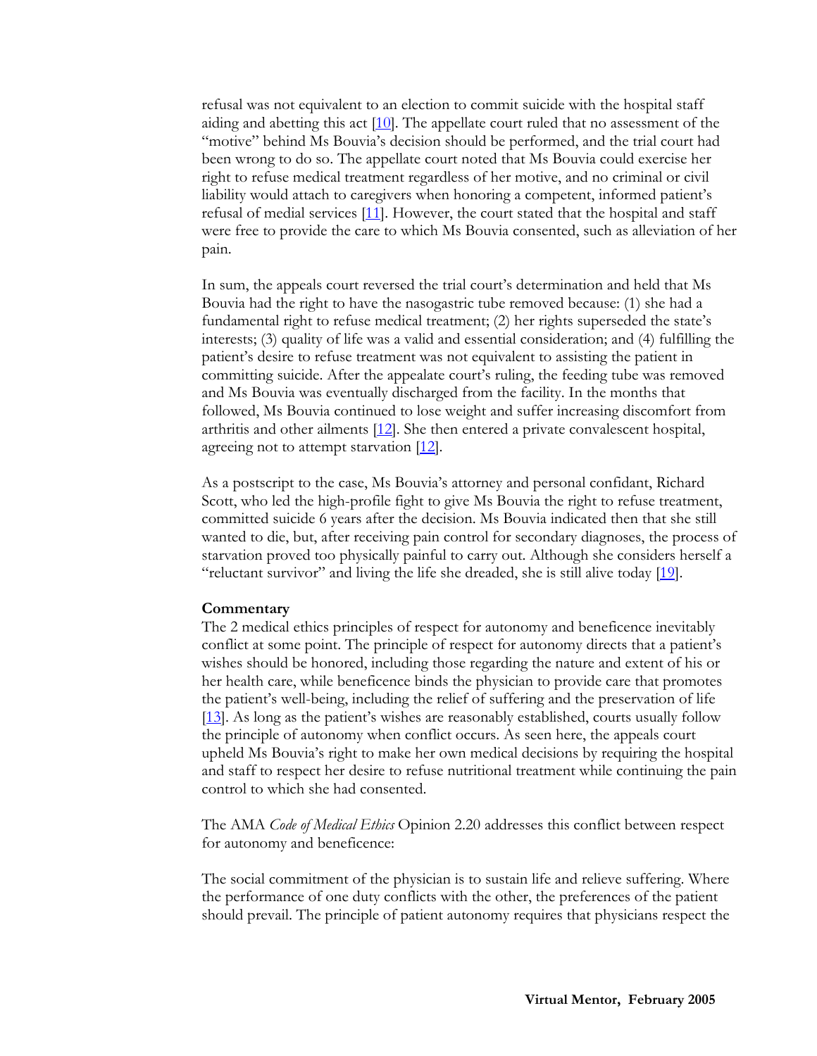refusal was not equivalent to an election to commit suicide with the hospital staff aiding and abetting this act [10]. The appellate court ruled that no assessment of the "motive" behind Ms Bouvia's decision should be performed, and the trial court had been wrong to do so. The appellate court noted that Ms Bouvia could exercise her right to refuse medical treatment regardless of her motive, and no criminal or civil liability would attach to caregivers when honoring a competent, informed patient's refusal of medial services [11]. However, the court stated that the hospital and staff were free to provide the care to which Ms Bouvia consented, such as alleviation of her pain.

In sum, the appeals court reversed the trial court's determination and held that Ms Bouvia had the right to have the nasogastric tube removed because: (1) she had a fundamental right to refuse medical treatment; (2) her rights superseded the state's interests; (3) quality of life was a valid and essential consideration; and (4) fulfilling the patient's desire to refuse treatment was not equivalent to assisting the patient in committing suicide. After the appealate court's ruling, the feeding tube was removed and Ms Bouvia was eventually discharged from the facility. In the months that followed, Ms Bouvia continued to lose weight and suffer increasing discomfort from arthritis and other ailments [12]. She then entered a private convalescent hospital, agreeing not to attempt starvation [12].

As a postscript to the case, Ms Bouvia's attorney and personal confidant, Richard Scott, who led the high-profile fight to give Ms Bouvia the right to refuse treatment, committed suicide 6 years after the decision. Ms Bouvia indicated then that she still wanted to die, but, after receiving pain control for secondary diagnoses, the process of starvation proved too physically painful to carry out. Although she considers herself a "reluctant survivor" and living the life she dreaded, she is still alive today [19].

**Commentary**

The 2 medical ethics principles of respect for autonomy and beneficence inevitably conflict at some point. The principle of respect for autonomy directs that a patient's wishes should be honored, including those regarding the nature and extent of his or her health care, while beneficence binds the physician to provide care that promotes the patient's well-being, including the relief of suffering and the preservation of life [13]. As long as the patient's wishes are reasonably established, courts usually follow the principle of autonomy when conflict occurs. As seen here, the appeals court upheld Ms Bouvia's right to make her own medical decisions by requiring the hospital and staff to respect her desire to refuse nutritional treatment while continuing the pain control to which she had consented.

The AMA *Code of Medical Ethics* Opinion 2.20 addresses this conflict between respect for autonomy and beneficence:

The social commitment of the physician is to sustain life and relieve suffering. Where the performance of one duty conflicts with the other, the preferences of the patient should prevail. The principle of patient autonomy requires that physicians respect the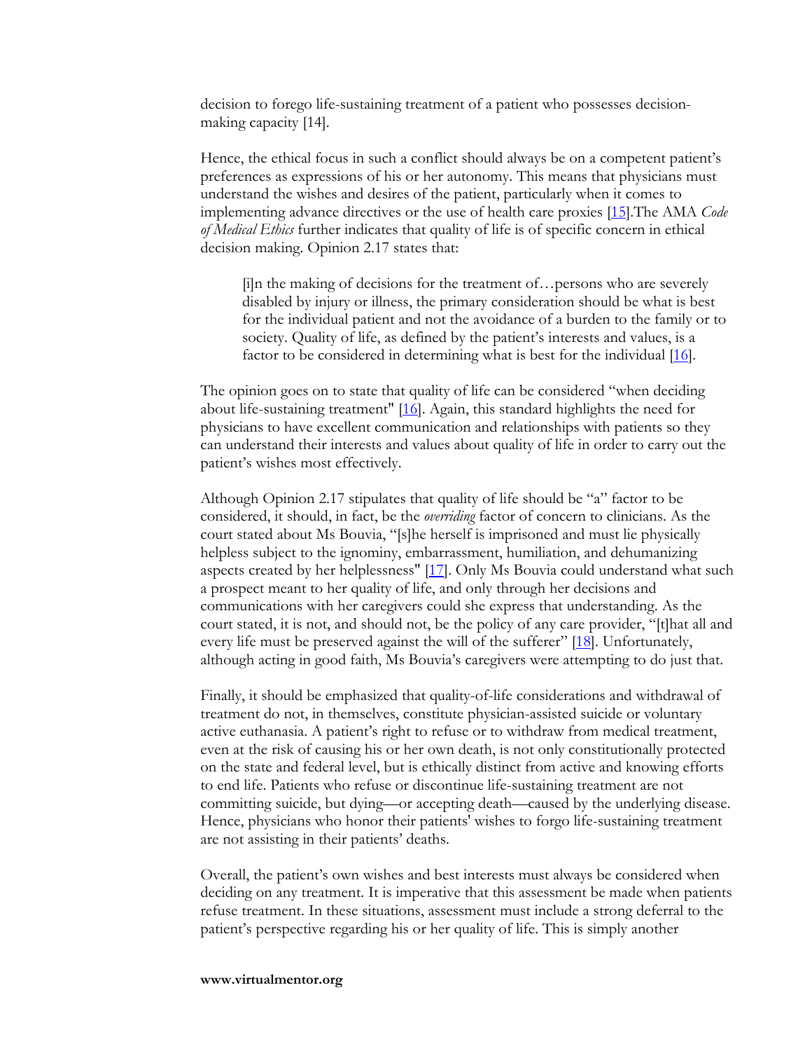decision to forego life-sustaining treatment of a patient who possesses decision-making capacity [14].

Hence, the ethical focus in such a conflict should always be on a competent patient's preferences as expressions of his or her autonomy. This means that physicians must understand the wishes and desires of the patient, particularly when it comes to implementing advance directives or the use of health care proxies [15].The AMA *Code of Medical Ethics* further indicates that quality of life is of specific concern in ethical decision making. Opinion 2.17 states that:

> [i]n the making of decisions for the treatment of…persons who are severely disabled by injury or illness, the primary consideration should be what is best for the individual patient and not the avoidance of a burden to the family or to society. Quality of life, as defined by the patient's interests and values, is a factor to be considered in determining what is best for the individual [16].

The opinion goes on to state that quality of life can be considered "when deciding about life-sustaining treatment" [16]. Again, this standard highlights the need for physicians to have excellent communication and relationships with patients so they can understand their interests and values about quality of life in order to carry out the patient's wishes most effectively.

Although Opinion 2.17 stipulates that quality of life should be "a" factor to be considered, it should, in fact, be the *overriding* factor of concern to clinicians. As the court stated about Ms Bouvia, "[s]he herself is imprisoned and must lie physically helpless subject to the ignominy, embarrassment, humiliation, and dehumanizing aspects created by her helplessness" [17]. Only Ms Bouvia could understand what such a prospect meant to her quality of life, and only through her decisions and communications with her caregivers could she express that understanding. As the court stated, it is not, and should not, be the policy of any care provider, "[t]hat all and every life must be preserved against the will of the sufferer" [18]. Unfortunately, although acting in good faith, Ms Bouvia's caregivers were attempting to do just that.

Finally, it should be emphasized that quality-of-life considerations and withdrawal of treatment do not, in themselves, constitute physician-assisted suicide or voluntary active euthanasia. A patient's right to refuse or to withdraw from medical treatment, even at the risk of causing his or her own death, is not only constitutionally protected on the state and federal level, but is ethically distinct from active and knowing efforts to end life. Patients who refuse or discontinue life-sustaining treatment are not committing suicide, but dying—or accepting death—caused by the underlying disease. Hence, physicians who honor their patients' wishes to forgo life-sustaining treatment are not assisting in their patients' deaths.

Overall, the patient's own wishes and best interests must always be considered when deciding on any treatment. It is imperative that this assessment be made when patients refuse treatment. In these situations, assessment must include a strong deferral to the patient's perspective regarding his or her quality of life. This is simply another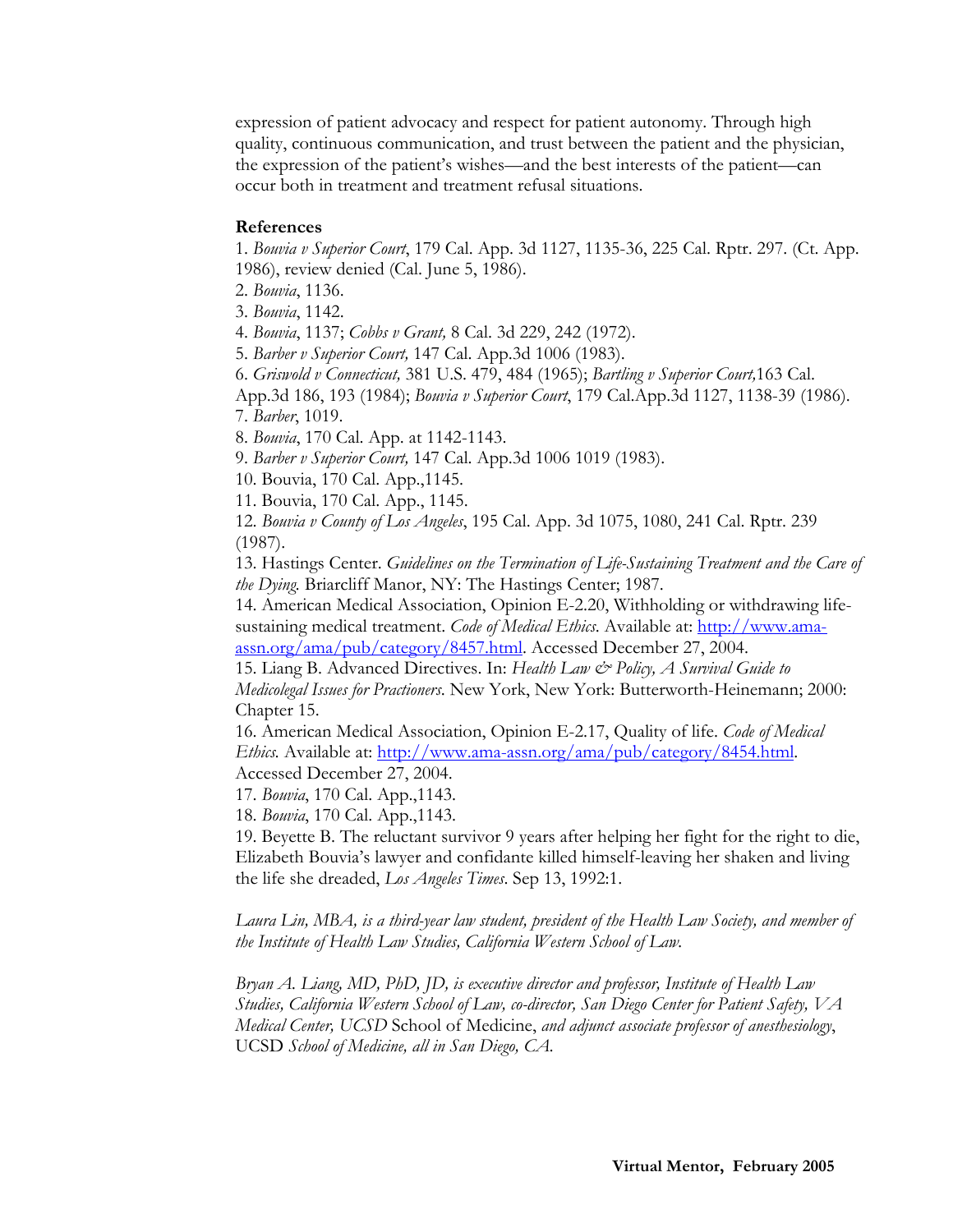expression of patient advocacy and respect for patient autonomy. Through high quality, continuous communication, and trust between the patient and the physician, the expression of the patient's wishes—and the best interests of the patient—can occur both in treatment and treatment refusal situations.

**References**

1. *Bouvia v Superior Court*, 179 Cal. App. 3d 1127, 1135-36, 225 Cal. Rptr. 297. (Ct. App. 1986), review denied (Cal. June 5, 1986).
2. *Bouvia*, 1136.
3. *Bouvia*, 1142.
4. *Bouvia*, 1137; *Cobbs v Grant,* 8 Cal. 3d 229, 242 (1972).
5. *Barber v Superior Court,* 147 Cal. App.3d 1006 (1983).
6. *Griswold v Connecticut,* 381 U.S. 479, 484 (1965); *Bartling v Superior Court,*163 Cal. App.3d 186, 193 (1984); *Bouvia v Superior Court*, 179 Cal.App.3d 1127, 1138-39 (1986).
7. *Barber*, 1019.
8. *Bouvia*, 170 Cal. App. at 1142-1143.
9. *Barber v Superior Court,* 147 Cal. App.3d 1006 1019 (1983).
10. Bouvia, 170 Cal. App.,1145.
11. Bouvia, 170 Cal. App., 1145.
12. *Bouvia v County of Los Angeles*, 195 Cal. App. 3d 1075, 1080, 241 Cal. Rptr. 239 (1987).
13. Hastings Center. *Guidelines on the Termination of Life-Sustaining Treatment and the Care of the Dying.* Briarcliff Manor, NY: The Hastings Center; 1987.
14. American Medical Association, Opinion E-2.20, Withholding or withdrawing life-sustaining medical treatment. *Code of Medical Ethics*. Available at: http://www.ama-assn.org/ama/pub/category/8457.html. Accessed December 27, 2004.
15. Liang B. Advanced Directives. In: *Health Law & Policy, A Survival Guide to Medicolegal Issues for Practioners*. New York, New York: Butterworth-Heinemann; 2000: Chapter 15.
16. American Medical Association, Opinion E-2.17, Quality of life. *Code of Medical Ethics.* Available at: http://www.ama-assn.org/ama/pub/category/8454.html. Accessed December 27, 2004.
17. *Bouvia*, 170 Cal. App.,1143.
18. *Bouvia*, 170 Cal. App.,1143.
19. Beyette B. The reluctant survivor 9 years after helping her fight for the right to die, Elizabeth Bouvia's lawyer and confidante killed himself-leaving her shaken and living the life she dreaded, *Los Angeles Times*. Sep 13, 1992:1.

*Laura Lin, MBA, is a third-year law student, president of the Health Law Society, and member of the Institute of Health Law Studies, California Western School of Law.*

*Bryan A. Liang, MD, PhD, JD, is executive director and professor, Institute of Health Law Studies, California Western School of Law, co-director, San Diego Center for Patient Safety, VA Medical Center, UCSD* School of Medicine, *and adjunct associate professor of anesthesiology*, UCSD *School of Medicine, all in San Diego, CA.*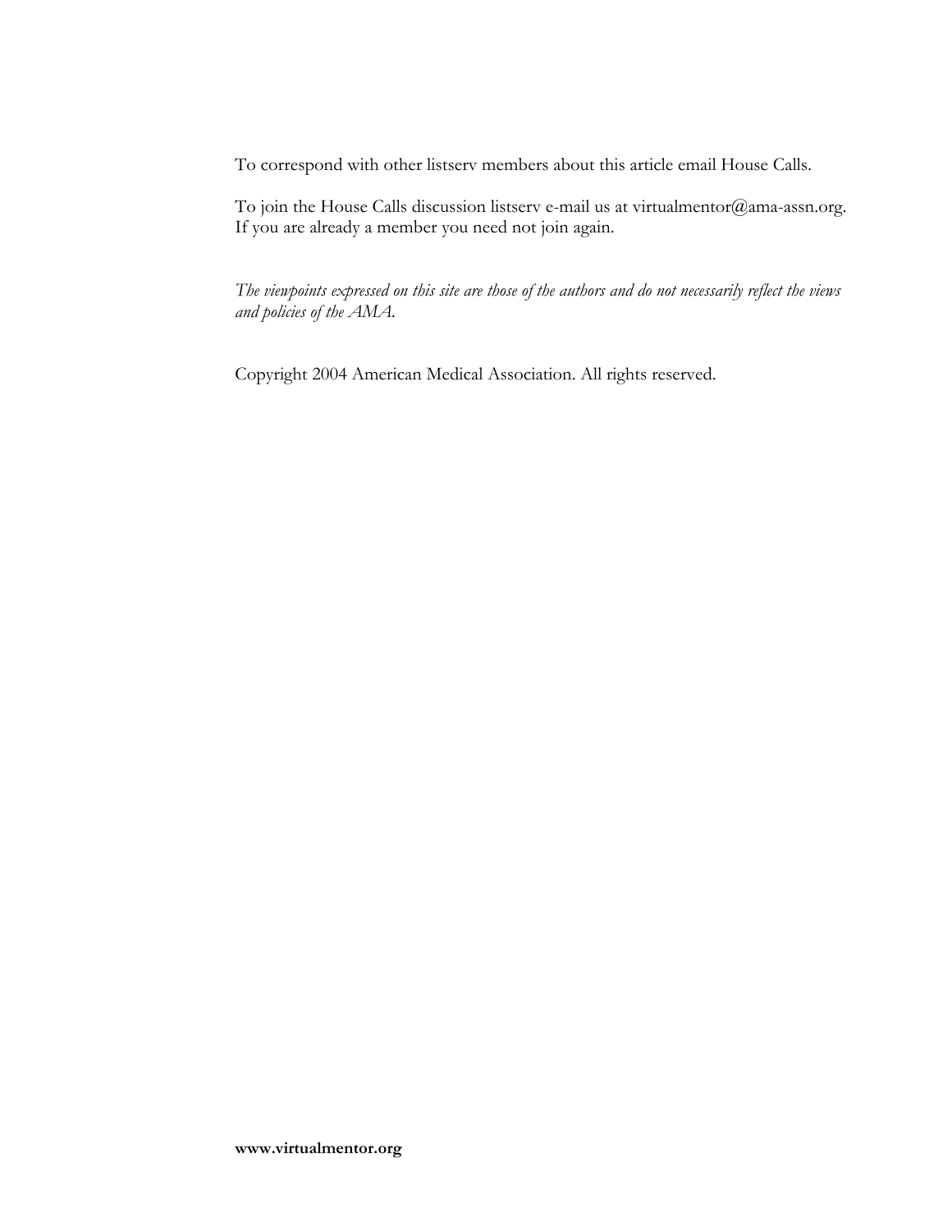To correspond with other listserv members about this article email House Calls.

To join the House Calls discussion listserv e-mail us at virtualmentor@ama-assn.org. If you are already a member you need not join again.

*The viewpoints expressed on this site are those of the authors and do not necessarily reflect the views and policies of the AMA.*

Copyright 2004 American Medical Association. All rights reserved.